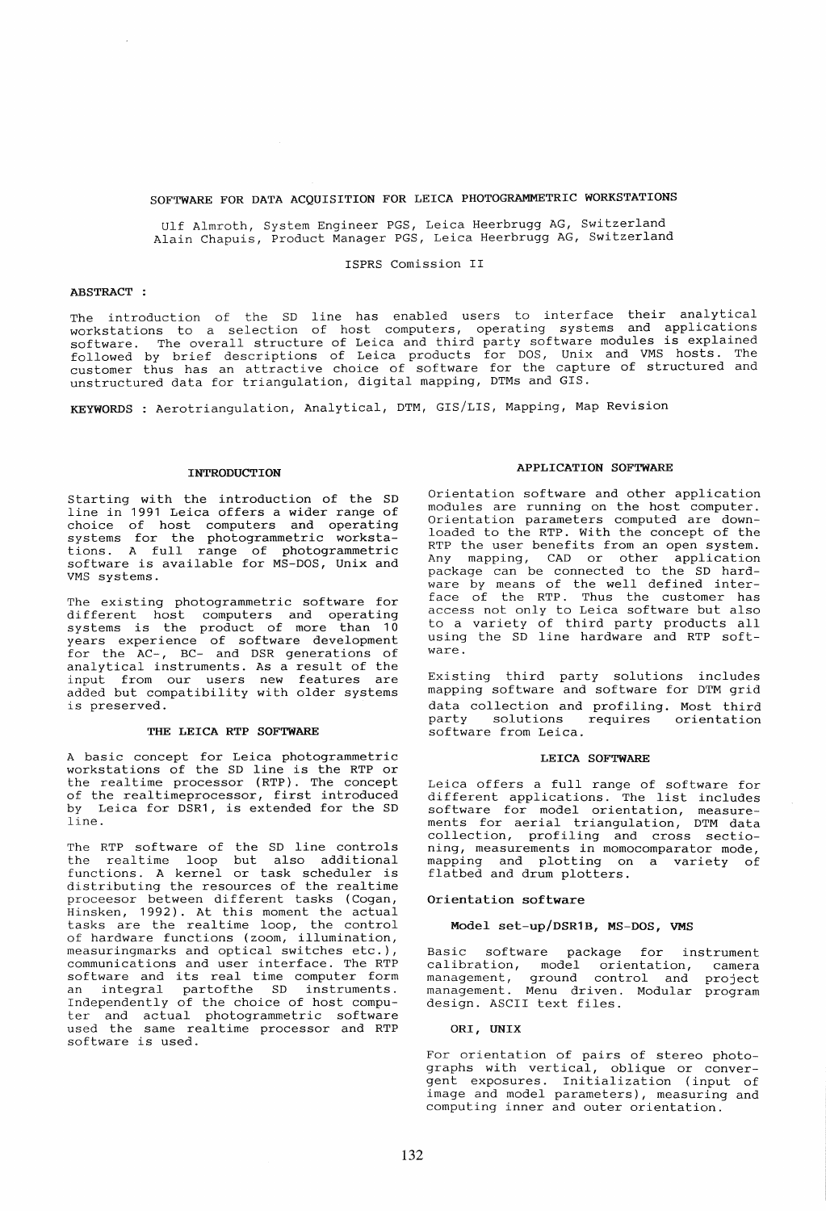# SOFTWARE FOR DATA ACQUISITION FOR LEICA PHOTOGRAMMETRIC WORKSTATIONS

Ulf Almroth, System Engineer PGS, Leica Heerbrugg AG, Switzerland
Alain Chapuis, Product Manager PGS, Leica Heerbrugg AG, Switzerland

ISPRS Comission II

**ABSTRACT :**

The introduction of the SD line has enabled users to interface their analytical workstations to a selection of host computers, operating systems and applications software. The overall structure of Leica and third party software modules is explained followed by brief descriptions of Leica products for DOS, Unix and VMS hosts. The customer thus has an attractive choice of software for the capture of structured and unstructured data for triangulation, digital mapping, DTMs and GIS.

**KEYWORDS :** Aerotriangulation, Analytical, DTM, GIS/LIS, Mapping, Map Revision

## INTRODUCTION

Starting with the introduction of the SD line in 1991 Leica offers a wider range of choice of host computers and operating systems for the photogrammetric workstations. A full range of photogrammetric software is available for MS-DOS, Unix and VMS systems.

The existing photogrammetric software for different host computers and operating systems is the product of more than 10 years experience of software development for the AC-, BC- and DSR generations of analytical instruments. As a result of the input from our users new features are added but compatibility with older systems is preserved.

## THE LEICA RTP SOFTWARE

A basic concept for Leica photogrammetric workstations of the SD line is the RTP or the realtime processor (RTP). The concept of the realtimeprocessor, first introduced by Leica for DSR1, is extended for the SD line.

The RTP software of the SD line controls the realtime loop but also additional functions. A kernel or task scheduler is distributing the resources of the realtime proceesor between different tasks (Cogan, Hinsken, 1992). At this moment the actual tasks are the realtime loop, the control of hardware functions (zoom, illumination, measuringmarks and optical switches etc.), communications and user interface. The RTP software and its real time computer form an integral partofthe SD instruments. Independently of the choice of host computer and actual photogrammetric software used the same realtime processor and RTP software is used.

## APPLICATION SOFTWARE

Orientation software and other application modules are running on the host computer. Orientation parameters computed are downloaded to the RTP. With the concept of the RTP the user benefits from an open system. Any mapping, CAD or other application package can be connected to the SD hardware by means of the well defined interface of the RTP. Thus the customer has access not only to Leica software but also to a variety of third party products all using the SD line hardware and RTP software.

Existing third party solutions includes mapping software and software for DTM grid data collection and profiling. Most third party solutions requires orientation software from Leica.

## LEICA SOFTWARE

Leica offers a full range of software for different applications. The list includes software for model orientation, measurements for aerial triangulation, DTM data collection, profiling and cross sectioning, measurements in momocomparator mode, mapping and plotting on a variety of flatbed and drum plotters.

### Orientation software

#### Model set-up/DSR1B, MS-DOS, VMS

Basic software package for instrument calibration, model orientation, camera management, ground control and project management. Menu driven. Modular program design. ASCII text files.

#### ORI, UNIX

For orientation of pairs of stereo photographs with vertical, oblique or convergent exposures. Initialization (input of image and model parameters), measuring and computing inner and outer orientation.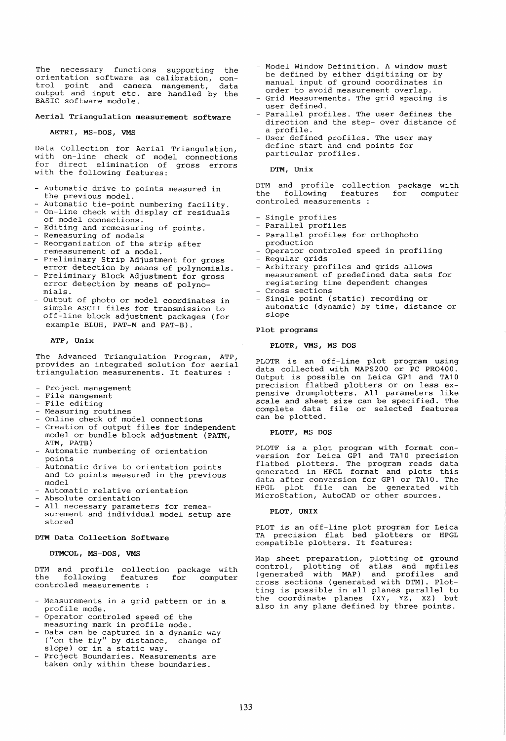The necessary functions supporting the orientation software as calibration, control point and camera mangement, data output and input etc. are handled by the BASIC software module.

### Aerial Triangulation measurement software

#### AETRI, MS-DOS, VMS

Data Collection for Aerial Triangulation, with on-line check of model connections for direct elimination of gross errors with the following features:

- Automatic drive to points measured in the previous model.
- Automatic tie-point numbering facility.
- On-line check with display of residuals of model connections.
- Editing and remeasuring of points.
- Remeasuring of models
- Reorganization of the strip after remeasurement of a model.
- Preliminary Strip Adjustment for gross error detection by means of polynomials.
- Preliminary Block Adjustment for gross error detection by means of polynomials.
- Output of photo or model coordinates in simple ASCII files for transmission to off-line block adjustment packages (for example BLUH, PAT-M and PAT-B).

#### ATP, Unix

The Advanced Triangulation Program, ATP, provides an integrated solution for aerial triangulation measurements. It features :

- Project management
- File mangement
- File editing
- Measuring routines
- Online check of model connections
- Creation of output files for independent model or bundle block adjustment (PATM, ATM, PATB)
- Automatic numbering of orientation points
- Automatic drive to orientation points and to points measured in the previous model
- Automatic relative orientation
- Absolute orientation
- All necessary parameters for remeasurement and individual model setup are stored

### DTM Data Collection Software

#### DTMCOL, MS-DOS, VMS

DTM and profile collection package with the following features for computer controled measurements :

- Measurements in a grid pattern or in a profile mode.
- Operator controled speed of the measuring mark in profile mode.
- Data can be captured in a dynamic way ("on the fly" by distance, change of slope) or in a static way.
- Project Boundaries. Measurements are taken only within these boundaries.
- Model Window Definition. A window must be defined by either digitizing or by manual input of ground coordinates in order to avoid measurement overlap.
- Grid Measurements. The grid spacing is user defined.
- Parallel profiles. The user defines the direction and the step- over distance of a profile.
- User defined profiles. The user may define start and end points for particular profiles.

#### DTM, Unix

DTM and profile collection package with the following features for computer controled measurements :

- Single profiles
- Parallel profiles
- Parallel profiles for orthophoto production
- Operator controled speed in profiling
- Regular grids
- Arbitrary profiles and grids allows measurement of predefined data sets for registering time dependent changes
- Cross sections
- Single point (static) recording or automatic (dynamic) by time, distance or slope

### Plot programs

#### PLOTR, VMS, MS DOS

PLOTR is an off-line plot program using data collected with MAPS200 or PC PRO400. Output is possible on Leica GP1 and TA10 precision flatbed plotters or on less expensive drumplotters. All parameters like scale and sheet size can be specified. The complete data file or selected features can be plotted.

#### PLOTF, MS DOS

PLOTF is a plot program with format conversion for Leica GP1 and TA10 precision flatbed plotters. The program reads data generated in HPGL format and plots this data after conversion for GP1 or TA10. The HPGL plot file can be generated with MicroStation, AutoCAD or other sources.

#### PLOT, UNIX

PLOT is an off-line plot program for Leica TA precision flat bed plotters or HPGL compatible plotters. It features:

Map sheet preparation, plotting of ground control, plotting of atlas and mpfiles (generated with MAP) and profiles and cross sections (generated with DTM). Plotting is possible in all planes parallel to the coordinate planes (XY, YZ, XZ) but also in any plane defined by three points.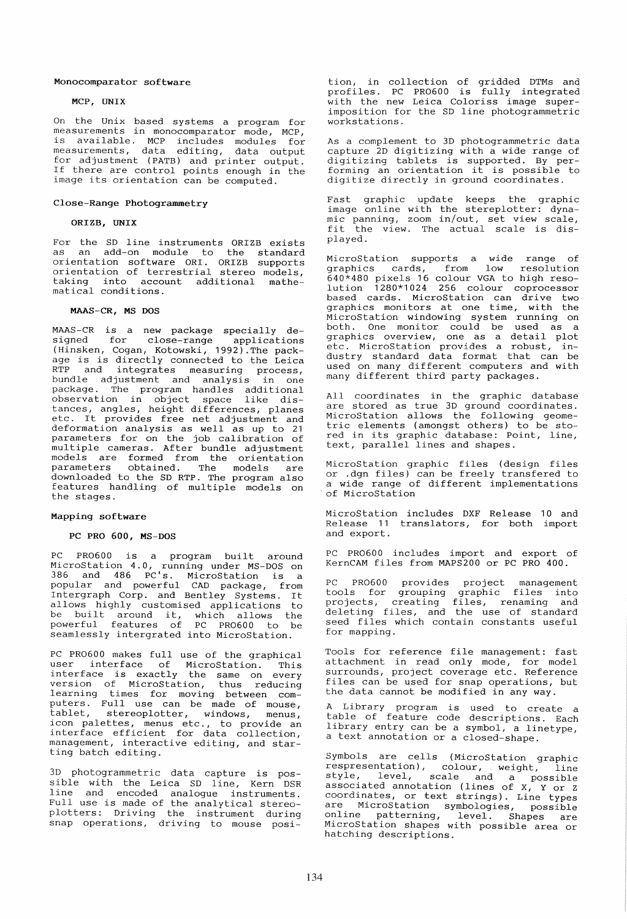## Monocomparator software

### MCP, UNIX

On the Unix based systems a program for measurements in monocomparator mode, MCP, is available. MCP includes modules for measurements, data editing, data output for adjustment (PATB) and printer output. If there are control points enough in the image its orientation can be computed.

## Close-Range Photogrammetry

### ORIZB, UNIX

For the SD line instruments ORIZB exists as an add-on module to the standard orientation software ORI. ORIZB supports orientation of terrestrial stereo models, taking into account additional mathematical conditions.

### MAAS-CR, MS DOS

MAAS-CR is a new package specially designed for close-range applications (Hinsken, Cogan, Kotowski, 1992).The package is is directly connected to the Leica RTP and integrates measuring process, bundle adjustment and analysis in one package. The program handles additional observation in object space like distances, angles, height differences, planes etc. It provides free net adjustment and deformation analysis as well as up to 21 parameters for on the job calibration of multiple cameras. After bundle adjustment models are formed from the orientation parameters obtained. The models are downloaded to the SD RTP. The program also features handling of multiple models on the stages.

## Mapping software

### PC PRO 600, MS-DOS

PC PRO600 is a program built around MicroStation 4.0, running under MS-DOS on 386 and 486 PC's. MicroStation is a popular and powerful CAD package, from Intergraph Corp. and Bentley Systems. It allows highly customised applications to be built around it, which allows the powerful features of PC PRO600 to be seamlessly intergrated into MicroStation.

PC PRO600 makes full use of the graphical user interface of MicroStation. This interface is exactly the same on every version of MicroStation, thus reducing learning times for moving between computers. Full use can be made of mouse, tablet, stereoplotter, windows, menus, icon palettes, menus etc., to provide an interface efficient for data collection, management, interactive editing, and starting batch editing.

3D photogrammetric data capture is possible with the Leica SD line, Kern DSR line and encoded analogue instruments. Full use is made of the analytical stereoplotters: Driving the instrument during snap operations, driving to mouse position, in collection of gridded DTMs and profiles. PC PRO600 is fully integrated with the new Leica Coloriss image superimposition for the SD line photogrammetric workstations.

As a complement to 3D photogrammetric data capture 2D digitizing with a wide range of digitizing tablets is supported. By performing an orientation it is possible to digitize directly in ground coordinates.

Fast graphic update keeps the graphic image online with the stereplotter: dynamic panning, zoom in/out, set view scale, fit the view. The actual scale is displayed.

MicroStation supports a wide range of graphics cards, from low resolution 640*480 pixels 16 colour VGA to high resolution 1280*1024 256 colour coprocessor based cards. MicroStation can drive two graphics monitors at one time, with the MicroStation windowing system running on both. One monitor could be used as a graphics overview, one as a detail plot etc. MicroStation provides a robust, industry standard data format that can be used on many different computers and with many different third party packages.

All coordinates in the graphic database are stored as true 3D ground coordinates. MicroStation allows the following geometric elements (amongst others) to be stored in its graphic database: Point, line, text, parallel lines and shapes.

MicroStation graphic files (design files or .dgn files) can be freely transfered to a wide range of different implementations of MicroStation

MicroStation includes DXF Release 10 and Release 11 translators, for both import and export.

PC PRO600 includes import and export of KernCAM files from MAPS200 or PC PRO 400.

PC PRO600 provides project management tools for grouping graphic files into projects, creating files, renaming and deleting files, and the use of standard seed files which contain constants useful for mapping.

Tools for reference file management: fast attachment in read only mode, for model surrounds, project coverage etc. Reference files can be used for snap operations, but the data cannot be modified in any way.

A Library program is used to create a table of feature code descriptions. Each library entry can be a symbol, a linetype, a text annotation or a closed-shape.

Symbols are cells (MicroStation graphic respresentation), colour, weight, line style, level, scale and a possible associated annotation (lines of X, Y or Z coordinates, or text strings). Line types are MicroStation symbologies, possible online patterning, level. Shapes are MicroStation shapes with possible area or hatching descriptions.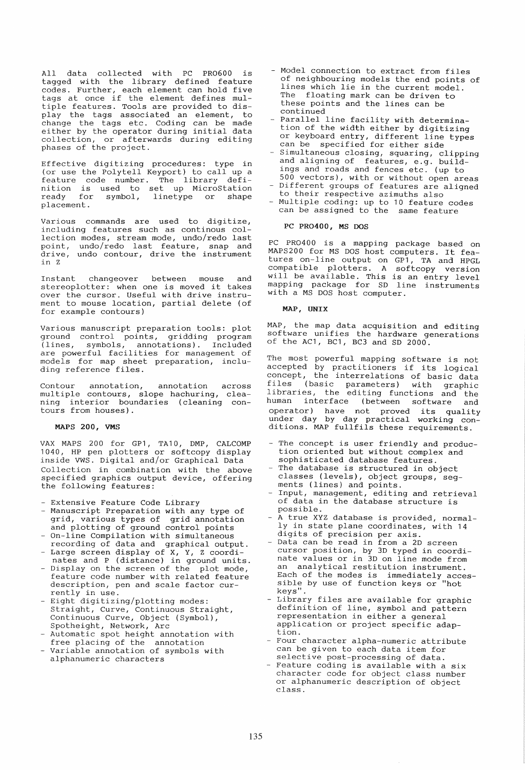All data collected with PC PRO600 is tagged with the library defined feature codes. Further, each element can hold five tags at once if the element defines multiple features. Tools are provided to display the tags associated an element, to change the tags etc. Coding can be made either by the operator during initial data collection, or afterwards during editing phases of the project.

Effective digitizing procedures: type in (or use the Polytell Keyport) to call up a feature code number. The library definition is used to set up MicroStation ready for symbol, linetype or shape placement.

Various commands are used to digitize, including features such as continous collection modes, stream mode, undo/redo last point, undo/redo last feature, snap and drive, undo contour, drive the instrument in Z

Instant changeover between mouse and stereoplotter: when one is moved it takes over the cursor. Useful with drive instrument to mouse location, partial delete (of for example contours)

Various manuscript preparation tools: plot ground control points, gridding program (lines, symbols, annotations). Included are powerful facilities for management of models for map sheet preparation, including reference files.

Contour annotation, annotation across multiple contours, slope hachuring, cleaning interior boundaries (cleaning contours from houses).

### MAPS 200, VMS

VAX MAPS 200 for GP1, TA10, DMP, CALCOMP 1040, HP pen plotters or softcopy display inside VWS. Digital and/or Graphical Data Collection in combination with the above specified graphics output device, offering the following features:

- Extensive Feature Code Library
- Manuscript Preparation with any type of grid, various types of grid annotation and plotting of ground control points
- On-line Compilation with simultaneous recording of data and graphical output.
- Large screen display of X, Y, Z coordinates and P (distance) in ground units.
- Display on the screen of the plot mode, feature code number with related feature description, pen and scale factor currently in use.
- Eight digitizing/plotting modes: Straight, Curve, Continuous Straight, Continuous Curve, Object (Symbol), Spotheight, Network, Arc
- Automatic spot height annotation with free placing of the annotation
- Variable annotation of symbols with alphanumeric characters
- Model connection to extract from files of neighbouring models the end points of lines which lie in the current model. The floating mark can be driven to these points and the lines can be continued
- Parallel line facility with determination of the width either by digitizing or keyboard entry, different line types can be specified for either side
- Simultaneous closing, squaring, clipping and aligning of features, e.g. buildings and roads and fences etc. (up to 500 vectors), with or without open areas
- Different groups of features are aligned to their respective azimuths also
- Multiple coding: up to 10 feature codes can be assigned to the same feature

### PC PRO400, MS DOS

PC PRO400 is a mapping package based on MAPS200 for MS DOS host computers. It features on-line output on GP1, TA and HPGL compatible plotters. A softcopy version will be available. This is an entry level mapping package for SD line instruments with a MS DOS host computer.

### MAP, UNIX

MAP, the map data acquisition and editing software unifies the hardware generations of the AC1, BC1, BC3 and SD 2000.

The most powerful mapping software is not accepted by practitioners if its logical concept, the interrelations of basic data files (basic parameters) with graphic libraries, the editing functions and the human interface (between software and operator) have not proved its quality under day by day practical working conditions. MAP fullfils these requirements.

- The concept is user friendly and production oriented but without complex and sophisticated database features.
- The database is structured in object classes (levels), object groups, segments (lines) and points.
- Input, management, editing and retrieval of data in the database structure is possible.
- A true XYZ database is provided, normally in state plane coordinates, with 14 digits of precision per axis.
- Data can be read in from a 2D screen cursor position, by 3D typed in coordinate values or in 3D on line mode from an analytical restitution instrument. Each of the modes is immediately accessible by use of function keys or "hot keys".
- Library files are available for graphic definition of line, symbol and pattern representation in either a general application or project specific adaption.
- Four character alpha-numeric attribute can be given to each data item for selective post-processing of data.
- Feature coding is available with a six character code for object class number or alphanumeric description of object class.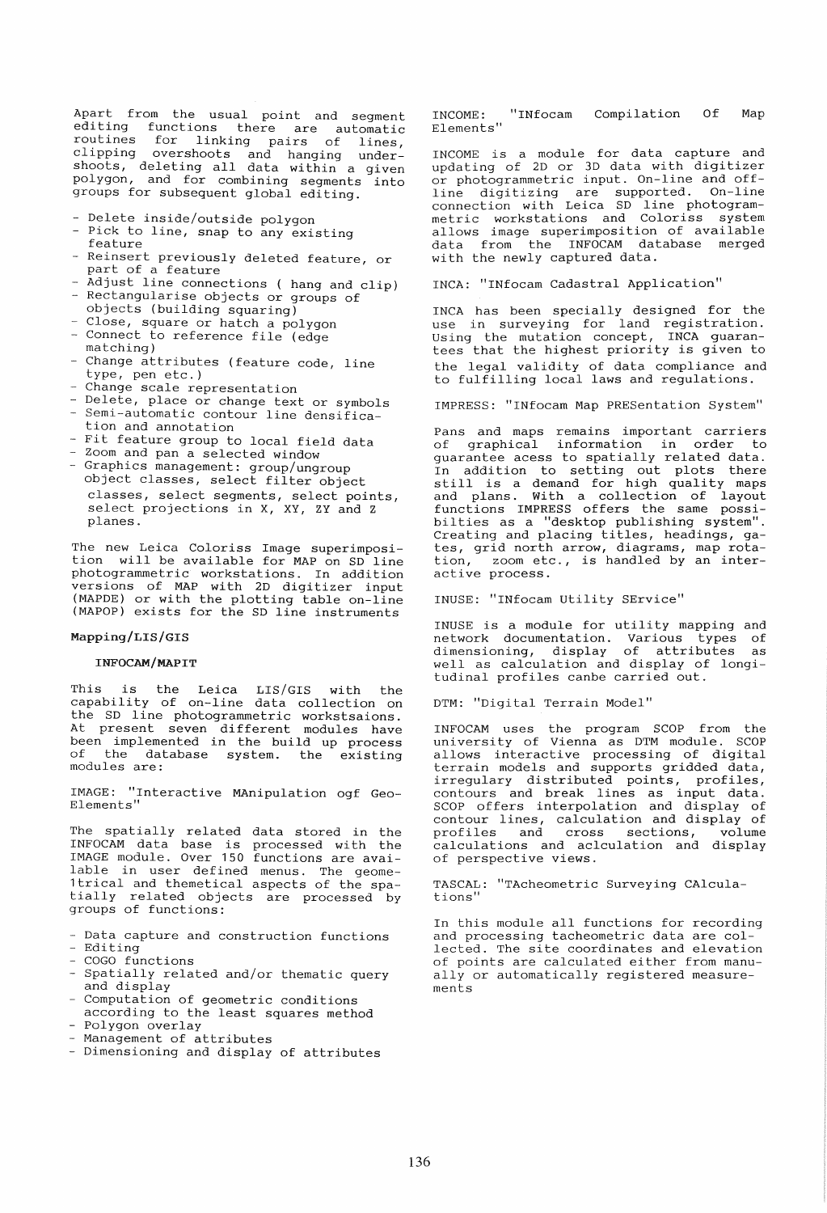Apart from the usual point and segment editing functions there are automatic routines for linking pairs of lines, clipping overshoots and hanging undershoots, deleting all data within a given polygon, and for combining segments into groups for subsequent global editing.

- Delete inside/outside polygon
- Pick to line, snap to any existing feature
- Reinsert previously deleted feature, or part of a feature
- Adjust line connections ( hang and clip)
- Rectangularise objects or groups of objects (building squaring)
- Close, square or hatch a polygon
- Connect to reference file (edge matching)
- Change attributes (feature code, line type, pen etc.)
- Change scale representation
- Delete, place or change text or symbols
- Semi-automatic contour line densification and annotation
- Fit feature group to local field data
- Zoom and pan a selected window
- Graphics management: group/ungroup object classes, select filter object classes, select segments, select points, select projections in X, XY, ZY and Z planes.

The new Leica Coloriss Image superimposition will be available for MAP on SD line photogrammetric workstations. In addition versions of MAP with 2D digitizer input (MAPDE) or with the plotting table on-line (MAPOP) exists for the SD line instruments

### Mapping/LIS/GIS

#### INFOCAM/MAPIT

This is the Leica LIS/GIS with the capability of on-line data collection on the SD line photogrammetric workstsaions. At present seven different modules have been implemented in the build up process of the database system. the existing modules are:

IMAGE: "Interactive MAnipulation ogf Geo-Elements"

The spatially related data stored in the INFOCAM data base is processed with the IMAGE module. Over 150 functions are available in user defined menus. The geome-1trical and themetical aspects of the spatially related objects are processed by groups of functions:

- Data capture and construction functions
- Editing
- COGO functions
- Spatially related and/or thematic query and display
- Computation of geometric conditions according to the least squares method
- Polygon overlay
- Management of attributes
- Dimensioning and display of attributes

INCOME: "INfocam Compilation Of Map Elements"

INCOME is a module for data capture and updating of 2D or 3D data with digitizer or photogrammetric input. On-line and off-line digitizing are supported. On-line connection with Leica SD line photogrammetric workstations and Coloriss system allows image superimposition of available data from the INFOCAM database merged with the newly captured data.

INCA: "INfocam Cadastral Application"

INCA has been specially designed for the use in surveying for land registration. Using the mutation concept, INCA guarantees that the highest priority is given to the legal validity of data compliance and to fulfilling local laws and regulations.

IMPRESS: "INfocam Map PRESentation System"

Pans and maps remains important carriers of graphical information in order to guarantee acess to spatially related data. In addition to setting out plots there still is a demand for high quality maps and plans. With a collection of layout functions IMPRESS offers the same possibilties as a "desktop publishing system". Creating and placing titles, headings, gates, grid north arrow, diagrams, map rotation, zoom etc., is handled by an interactive process.

INUSE: "INfocam Utility SErvice"

INUSE is a module for utility mapping and network documentation. Various types of dimensioning, display of attributes as well as calculation and display of longitudinal profiles canbe carried out.

DTM: "Digital Terrain Model"

INFOCAM uses the program SCOP from the university of Vienna as DTM module. SCOP allows interactive processing of digital terrain models and supports gridded data, irregulary distributed points, profiles, contours and break lines as input data. SCOP offers interpolation and display of contour lines, calculation and display of profiles and cross sections, volume calculations and aclculation and display of perspective views.

TASCAL: "TAcheometric Surveying CAlculations"

In this module all functions for recording and processing tacheometric data are collected. The site coordinates and elevation of points are calculated either from manually or automatically registered measurements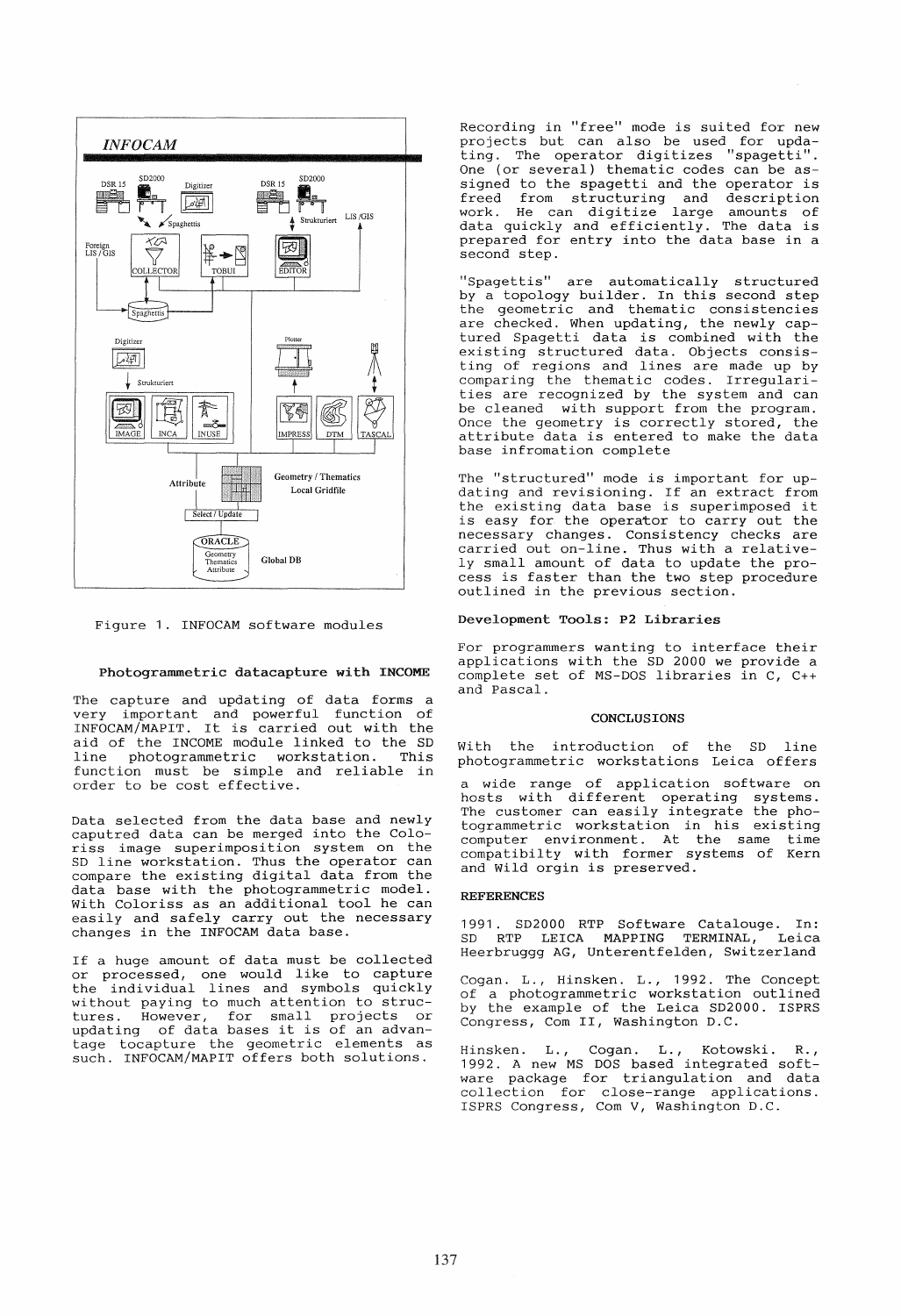INFOCAM

DSR 15 SD2000 Digitizer DSR 15 SD2000

Spaghettis Strukturiert LIS /GIS

Foreign LIS / GIS

COLLECTOR TOBUI EDITOR

Spaghettis

Digitizer Plotter

Strukturiert

IMAGE INCA INUSE IMPRESS DTM TASCAL

Attribute Geometry / Thematics Local Gridfile

Select / Update

ORACLE Geometry Thematics Attribute Global DB

Figure 1. INFOCAM software modules

### Photogrammetric datacapture with INCOME

The capture and updating of data forms a very important and powerful function of INFOCAM/MAPIT. It is carried out with the aid of the INCOME module linked to the SD line photogrammetric workstation. This function must be simple and reliable in order to be cost effective.

Data selected from the data base and newly caputred data can be merged into the Coloriss image superimposition system on the SD line workstation. Thus the operator can compare the existing digital data from the data base with the photogrammetric model. With Coloriss as an additional tool he can easily and safely carry out the necessary changes in the INFOCAM data base.

If a huge amount of data must be collected or processed, one would like to capture the individual lines and symbols quickly without paying to much attention to structures. However, for small projects or updating of data bases it is of an advantage tocapture the geometric elements as such. INFOCAM/MAPIT offers both solutions.

Recording in "free" mode is suited for new projects but can also be used for updating. The operator digitizes "spagetti". One (or several) thematic codes can be assigned to the spagetti and the operator is freed from structuring and description work. He can digitize large amounts of data quickly and efficiently. The data is prepared for entry into the data base in a second step.

"Spagettis" are automatically structured by a topology builder. In this second step the geometric and thematic consistencies are checked. When updating, the newly captured Spagetti data is combined with the existing structured data. Objects consisting of regions and lines are made up by comparing the thematic codes. Irregularities are recognized by the system and can be cleaned with support from the program. Once the geometry is correctly stored, the attribute data is entered to make the data base infromation complete

The "structured" mode is important for updating and revisioning. If an extract from the existing data base is superimposed it is easy for the operator to carry out the necessary changes. Consistency checks are carried out on-line. Thus with a relatively small amount of data to update the process is faster than the two step procedure outlined in the previous section.

### Development Tools: P2 Libraries

For programmers wanting to interface their applications with the SD 2000 we provide a complete set of MS-DOS libraries in C, C++ and Pascal.

## CONCLUSIONS

With the introduction of the SD line photogrammetric workstations Leica offers a wide range of application software on hosts with different operating systems. The customer can easily integrate the photogrammetric workstation in his existing computer environment. At the same time compatibilty with former systems of Kern and Wild orgin is preserved.

## REFERENCES

1991. SD2000 RTP Software Catalouge. In: SD RTP LEICA MAPPING TERMINAL, Leica Heerbruggg AG, Unterentfelden, Switzerland

Cogan. L., Hinsken. L., 1992. The Concept of a photogrammetric workstation outlined by the example of the Leica SD2000. ISPRS Congress, Com II, Washington D.C.

Hinsken. L., Cogan. L., Kotowski. R., 1992. A new MS DOS based integrated software package for triangulation and data collection for close-range applications. ISPRS Congress, Com V, Washington D.C.